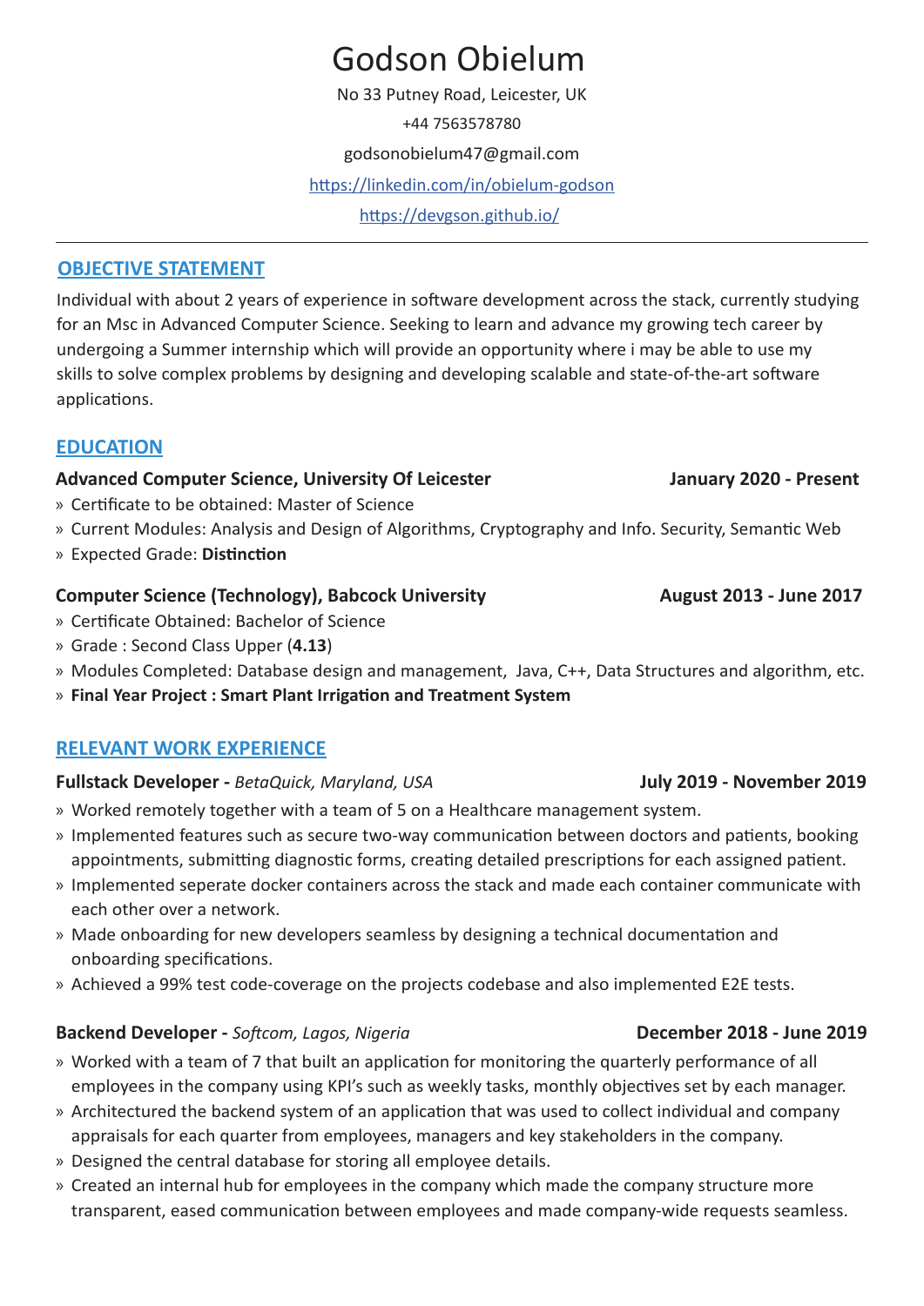# Godson Obielum

No 33 Putney Road, Leicester, UK

+44 7563578780

godsonobielum47@gmail.com

https://linkedin.com/in/obielum-godson

https://devgson.github.io/

---

## OBJECTIVE STATEMENT

Individual with about 2 years of experience in software development across the stack, currently studying for an Msc in Advanced Computer Science. Seeking to learn and advance my growing tech career by undergoing a Summer internship which will provide an opportunity where i may be able to use my skills to solve complex problems by designing and developing scalable and state-of-the-art software applications.

## EDUCATION

**Advanced Computer Science, University Of Leicester** — **January 2020 - Present**

» Certificate to be obtained: Master of Science
» Current Modules: Analysis and Design of Algorithms, Cryptography and Info. Security, Semantic Web
» Expected Grade: **Distinction**

**Computer Science (Technology), Babcock University** — **August 2013 - June 2017**

» Certificate Obtained: Bachelor of Science
» Grade : Second Class Upper (**4.13**)
» Modules Completed: Database design and management, Java, C++, Data Structures and algorithm, etc.
» **Final Year Project : Smart Plant Irrigation and Treatment System**

## RELEVANT WORK EXPERIENCE

**Fullstack Developer -** *BetaQuick, Maryland, USA* — **July 2019 - November 2019**

» Worked remotely together with a team of 5 on a Healthcare management system.
» Implemented features such as secure two-way communication between doctors and patients, booking appointments, submitting diagnostic forms, creating detailed prescriptions for each assigned patient.
» Implemented seperate docker containers across the stack and made each container communicate with each other over a network.
» Made onboarding for new developers seamless by designing a technical documentation and onboarding specifications.
» Achieved a 99% test code-coverage on the projects codebase and also implemented E2E tests.

**Backend Developer -** *Softcom, Lagos, Nigeria* — **December 2018 - June 2019**

» Worked with a team of 7 that built an application for monitoring the quarterly performance of all employees in the company using KPI's such as weekly tasks, monthly objectives set by each manager.
» Architectured the backend system of an application that was used to collect individual and company appraisals for each quarter from employees, managers and key stakeholders in the company.
» Designed the central database for storing all employee details.
» Created an internal hub for employees in the company which made the company structure more transparent, eased communication between employees and made company-wide requests seamless.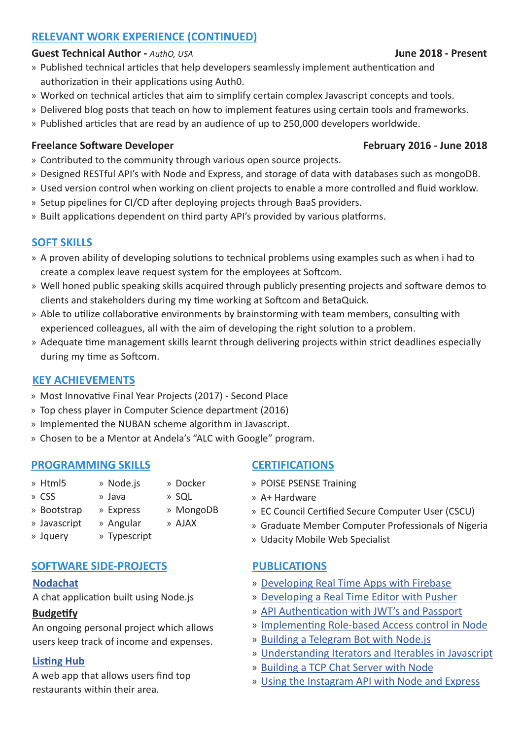## RELEVANT WORK EXPERIENCE (CONTINUED)

**Guest Technical Author -** *AuthO, USA* **June 2018 - Present**

- » Published technical articles that help developers seamlessly implement authentication and authorization in their applications using Auth0.
- » Worked on technical articles that aim to simplify certain complex Javascript concepts and tools.
- » Delivered blog posts that teach on how to implement features using certain tools and frameworks.
- » Published articles that are read by an audience of up to 250,000 developers worldwide.

**Freelance Software Developer** **February 2016 - June 2018**

- » Contributed to the community through various open source projects.
- » Designed RESTful API's with Node and Express, and storage of data with databases such as mongoDB.
- » Used version control when working on client projects to enable a more controlled and fluid worklow.
- » Setup pipelines for CI/CD after deploying projects through BaaS providers.
- » Built applications dependent on third party API's provided by various platforms.

## SOFT SKILLS

- » A proven ability of developing solutions to technical problems using examples such as when i had to create a complex leave request system for the employees at Softcom.
- » Well honed public speaking skills acquired through publicly presenting projects and software demos to clients and stakeholders during my time working at Softcom and BetaQuick.
- » Able to utilize collaborative environments by brainstorming with team members, consulting with experienced colleagues, all with the aim of developing the right solution to a problem.
- » Adequate time management skills learnt through delivering projects within strict deadlines especially during my time as Softcom.

## KEY ACHIEVEMENTS

- » Most Innovative Final Year Projects (2017) - Second Place
- » Top chess player in Computer Science department (2016)
- » Implemented the NUBAN scheme algorithm in Javascript.
- » Chosen to be a Mentor at Andela's "ALC with Google" program.

## PROGRAMMING SKILLS

- » Html5
- » CSS
- » Bootstrap
- » Javascript
- » Jquery
- » Node.js
- » Java
- » Express
- » Angular
- » Typescript
- » Docker
- » SQL
- » MongoDB
- » AJAX

## CERTIFICATIONS

- » POISE PSENSE Training
- » A+ Hardware
- » EC Council Certified Secure Computer User (CSCU)
- » Graduate Member Computer Professionals of Nigeria
- » Udacity Mobile Web Specialist

## SOFTWARE SIDE-PROJECTS

**Nodachat**

A chat application built using Node.js

**Budgetify**

An ongoing personal project which allows users keep track of income and expenses.

**Listing Hub**

A web app that allows users find top restaurants within their area.

## PUBLICATIONS

- » Developing Real Time Apps with Firebase
- » Developing a Real Time Editor with Pusher
- » API Authentication with JWT's and Passport
- » Implementing Role-based Access control in Node
- » Building a Telegram Bot with Node.js
- » Understanding Iterators and Iterables in Javascript
- » Building a TCP Chat Server with Node
- » Using the Instagram API with Node and Express